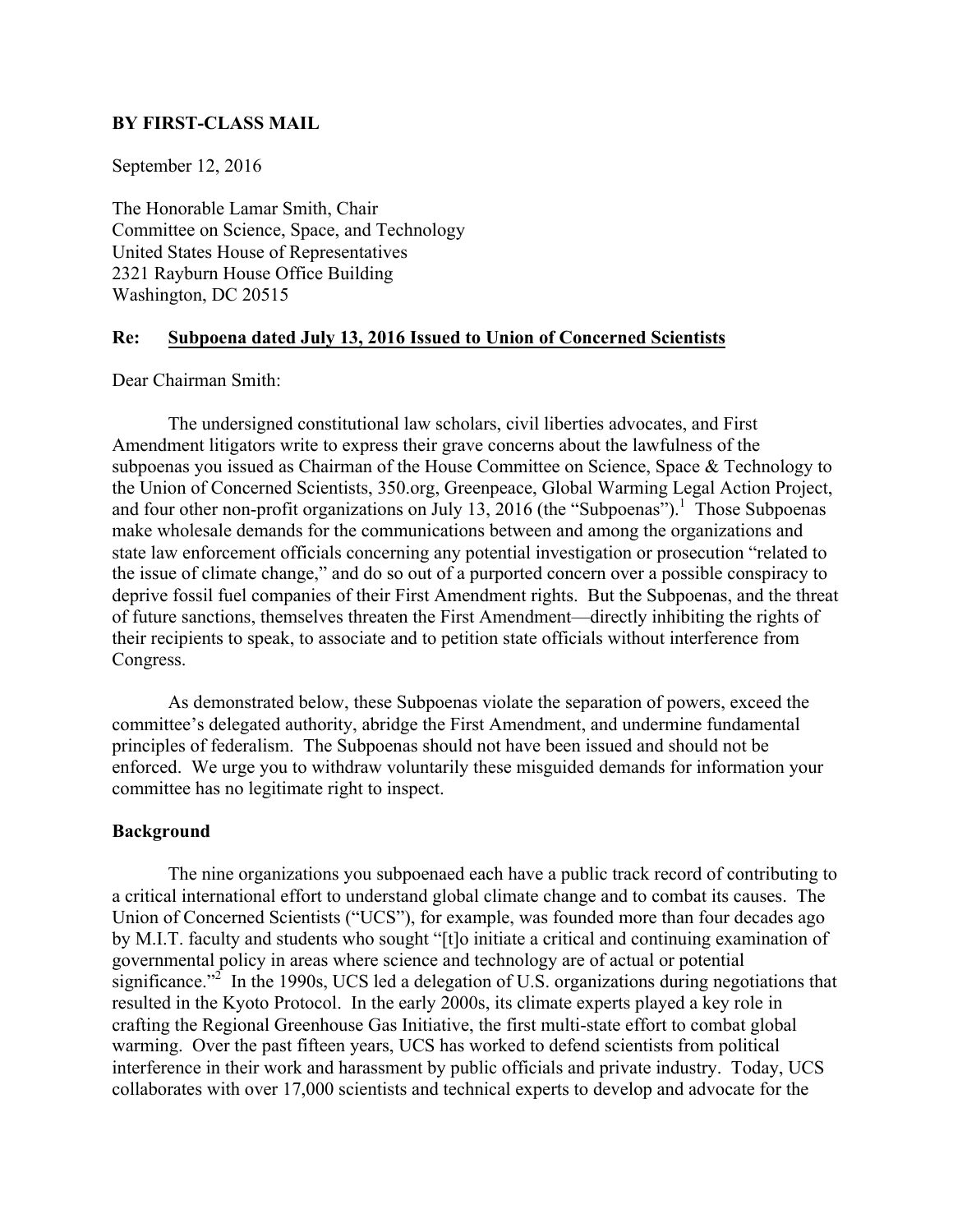**BY FIRST-CLASS MAIL**

September 12, 2016

The Honorable Lamar Smith, Chair
Committee on Science, Space, and Technology
United States House of Representatives
2321 Rayburn House Office Building
Washington, DC 20515

**Re: <u>Subpoena dated July 13, 2016 Issued to Union of Concerned Scientists</u>**

Dear Chairman Smith:

The undersigned constitutional law scholars, civil liberties advocates, and First Amendment litigators write to express their grave concerns about the lawfulness of the subpoenas you issued as Chairman of the House Committee on Science, Space & Technology to the Union of Concerned Scientists, 350.org, Greenpeace, Global Warming Legal Action Project, and four other non-profit organizations on July 13, 2016 (the "Subpoenas").[1] Those Subpoenas make wholesale demands for the communications between and among the organizations and state law enforcement officials concerning any potential investigation or prosecution "related to the issue of climate change," and do so out of a purported concern over a possible conspiracy to deprive fossil fuel companies of their First Amendment rights. But the Subpoenas, and the threat of future sanctions, themselves threaten the First Amendment—directly inhibiting the rights of their recipients to speak, to associate and to petition state officials without interference from Congress.

As demonstrated below, these Subpoenas violate the separation of powers, exceed the committee's delegated authority, abridge the First Amendment, and undermine fundamental principles of federalism. The Subpoenas should not have been issued and should not be enforced. We urge you to withdraw voluntarily these misguided demands for information your committee has no legitimate right to inspect.

**Background**

The nine organizations you subpoenaed each have a public track record of contributing to a critical international effort to understand global climate change and to combat its causes. The Union of Concerned Scientists ("UCS"), for example, was founded more than four decades ago by M.I.T. faculty and students who sought "[t]o initiate a critical and continuing examination of governmental policy in areas where science and technology are of actual or potential significance."[2] In the 1990s, UCS led a delegation of U.S. organizations during negotiations that resulted in the Kyoto Protocol. In the early 2000s, its climate experts played a key role in crafting the Regional Greenhouse Gas Initiative, the first multi-state effort to combat global warming. Over the past fifteen years, UCS has worked to defend scientists from political interference in their work and harassment by public officials and private industry. Today, UCS collaborates with over 17,000 scientists and technical experts to develop and advocate for the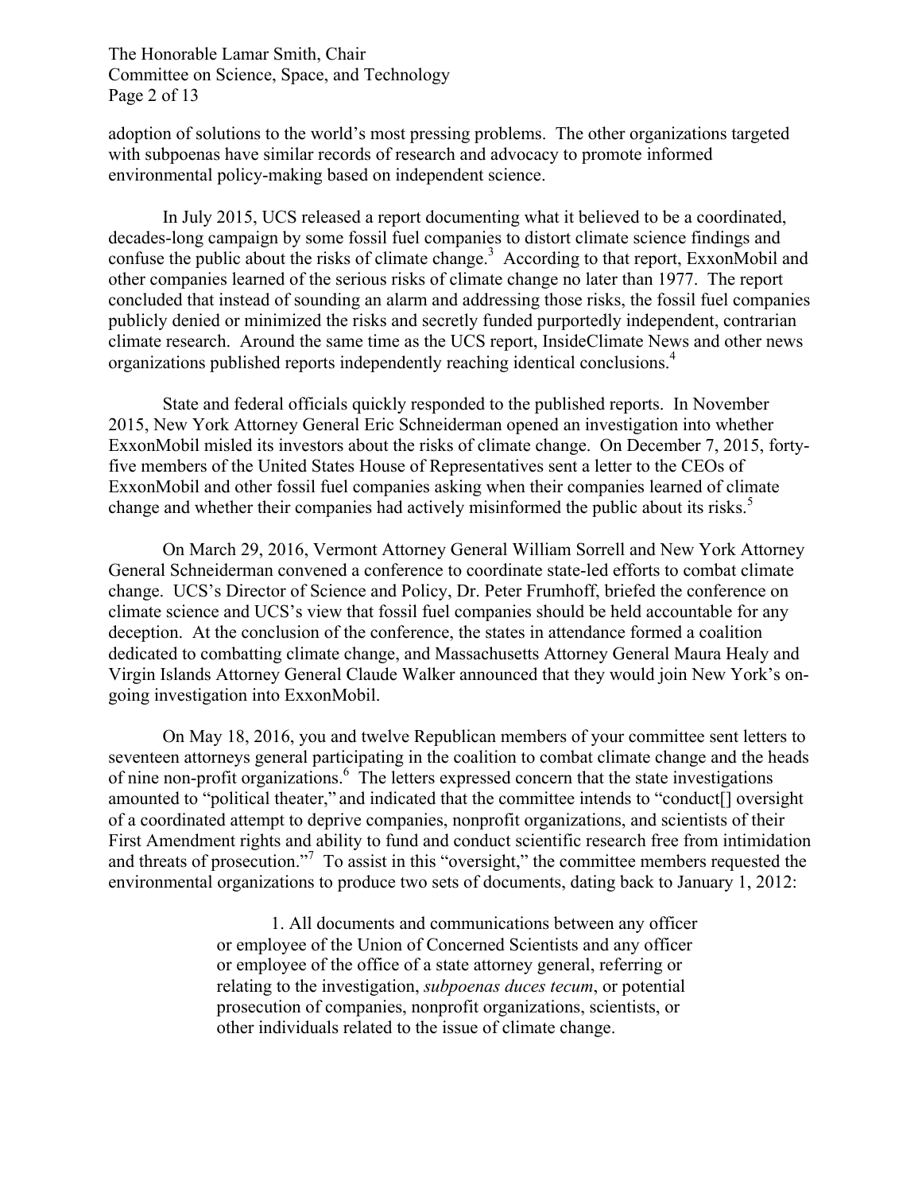adoption of solutions to the world's most pressing problems. The other organizations targeted with subpoenas have similar records of research and advocacy to promote informed environmental policy-making based on independent science.

In July 2015, UCS released a report documenting what it believed to be a coordinated, decades-long campaign by some fossil fuel companies to distort climate science findings and confuse the public about the risks of climate change.[3] According to that report, ExxonMobil and other companies learned of the serious risks of climate change no later than 1977. The report concluded that instead of sounding an alarm and addressing those risks, the fossil fuel companies publicly denied or minimized the risks and secretly funded purportedly independent, contrarian climate research. Around the same time as the UCS report, InsideClimate News and other news organizations published reports independently reaching identical conclusions.[4]

State and federal officials quickly responded to the published reports. In November 2015, New York Attorney General Eric Schneiderman opened an investigation into whether ExxonMobil misled its investors about the risks of climate change. On December 7, 2015, forty-five members of the United States House of Representatives sent a letter to the CEOs of ExxonMobil and other fossil fuel companies asking when their companies learned of climate change and whether their companies had actively misinformed the public about its risks.[5]

On March 29, 2016, Vermont Attorney General William Sorrell and New York Attorney General Schneiderman convened a conference to coordinate state-led efforts to combat climate change. UCS's Director of Science and Policy, Dr. Peter Frumhoff, briefed the conference on climate science and UCS's view that fossil fuel companies should be held accountable for any deception. At the conclusion of the conference, the states in attendance formed a coalition dedicated to combatting climate change, and Massachusetts Attorney General Maura Healy and Virgin Islands Attorney General Claude Walker announced that they would join New York's on-going investigation into ExxonMobil.

On May 18, 2016, you and twelve Republican members of your committee sent letters to seventeen attorneys general participating in the coalition to combat climate change and the heads of nine non-profit organizations.[6] The letters expressed concern that the state investigations amounted to "political theater," and indicated that the committee intends to "conduct[] oversight of a coordinated attempt to deprive companies, nonprofit organizations, and scientists of their First Amendment rights and ability to fund and conduct scientific research free from intimidation and threats of prosecution."[7] To assist in this "oversight," the committee members requested the environmental organizations to produce two sets of documents, dating back to January 1, 2012:

> 1. All documents and communications between any officer or employee of the Union of Concerned Scientists and any officer or employee of the office of a state attorney general, referring or relating to the investigation, *subpoenas duces tecum*, or potential prosecution of companies, nonprofit organizations, scientists, or other individuals related to the issue of climate change.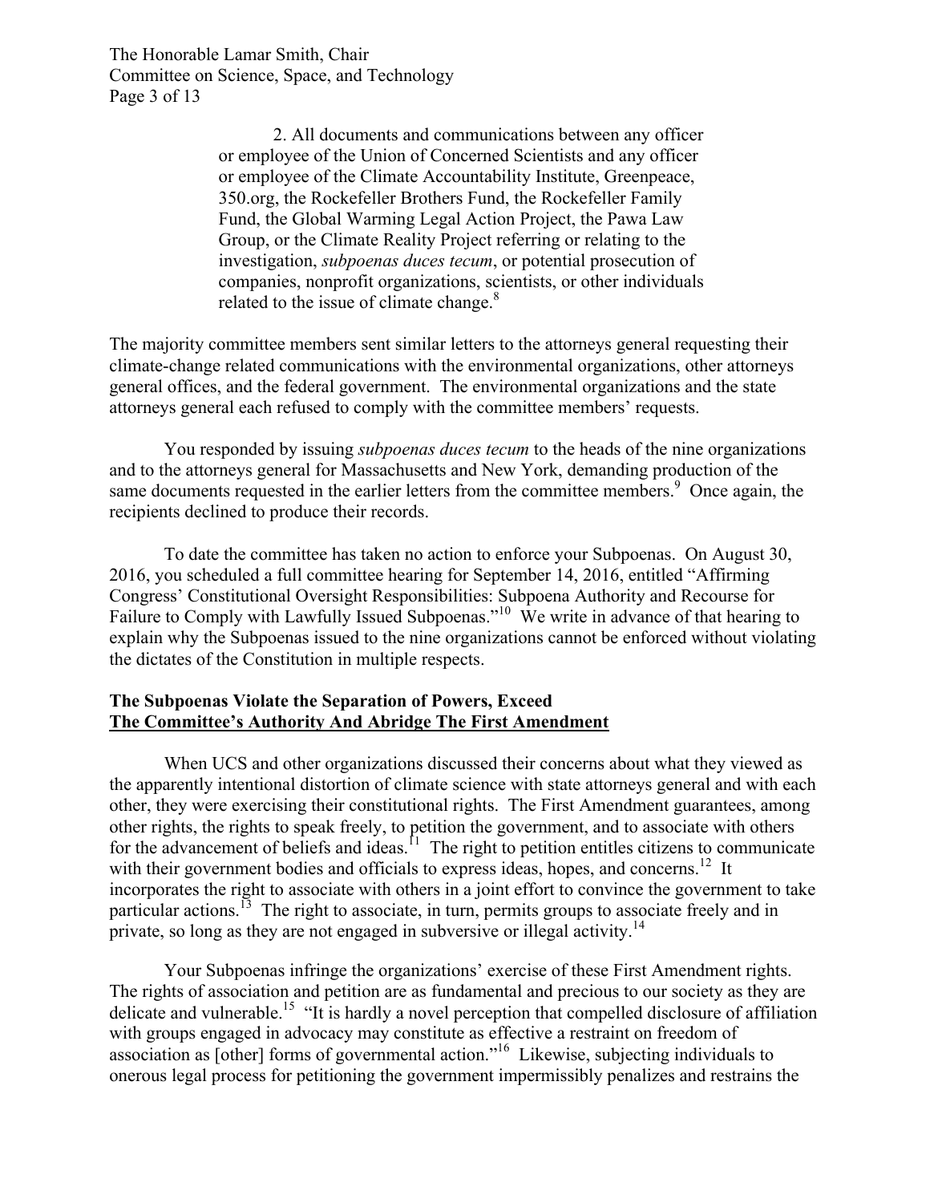> 2. All documents and communications between any officer or employee of the Union of Concerned Scientists and any officer or employee of the Climate Accountability Institute, Greenpeace, 350.org, the Rockefeller Brothers Fund, the Rockefeller Family Fund, the Global Warming Legal Action Project, the Pawa Law Group, or the Climate Reality Project referring or relating to the investigation, *subpoenas duces tecum*, or potential prosecution of companies, nonprofit organizations, scientists, or other individuals related to the issue of climate change.[8]

The majority committee members sent similar letters to the attorneys general requesting their climate-change related communications with the environmental organizations, other attorneys general offices, and the federal government. The environmental organizations and the state attorneys general each refused to comply with the committee members' requests.

You responded by issuing *subpoenas duces tecum* to the heads of the nine organizations and to the attorneys general for Massachusetts and New York, demanding production of the same documents requested in the earlier letters from the committee members.[9] Once again, the recipients declined to produce their records.

To date the committee has taken no action to enforce your Subpoenas. On August 30, 2016, you scheduled a full committee hearing for September 14, 2016, entitled "Affirming Congress' Constitutional Oversight Responsibilities: Subpoena Authority and Recourse for Failure to Comply with Lawfully Issued Subpoenas."[10] We write in advance of that hearing to explain why the Subpoenas issued to the nine organizations cannot be enforced without violating the dictates of the Constitution in multiple respects.

**The Subpoenas Violate the Separation of Powers, Exceed The Committee's Authority And Abridge The First Amendment**

When UCS and other organizations discussed their concerns about what they viewed as the apparently intentional distortion of climate science with state attorneys general and with each other, they were exercising their constitutional rights. The First Amendment guarantees, among other rights, the rights to speak freely, to petition the government, and to associate with others for the advancement of beliefs and ideas.[11] The right to petition entitles citizens to communicate with their government bodies and officials to express ideas, hopes, and concerns.[12] It incorporates the right to associate with others in a joint effort to convince the government to take particular actions.[13] The right to associate, in turn, permits groups to associate freely and in private, so long as they are not engaged in subversive or illegal activity.[14]

Your Subpoenas infringe the organizations' exercise of these First Amendment rights. The rights of association and petition are as fundamental and precious to our society as they are delicate and vulnerable.[15] "It is hardly a novel perception that compelled disclosure of affiliation with groups engaged in advocacy may constitute as effective a restraint on freedom of association as [other] forms of governmental action."[16] Likewise, subjecting individuals to onerous legal process for petitioning the government impermissibly penalizes and restrains the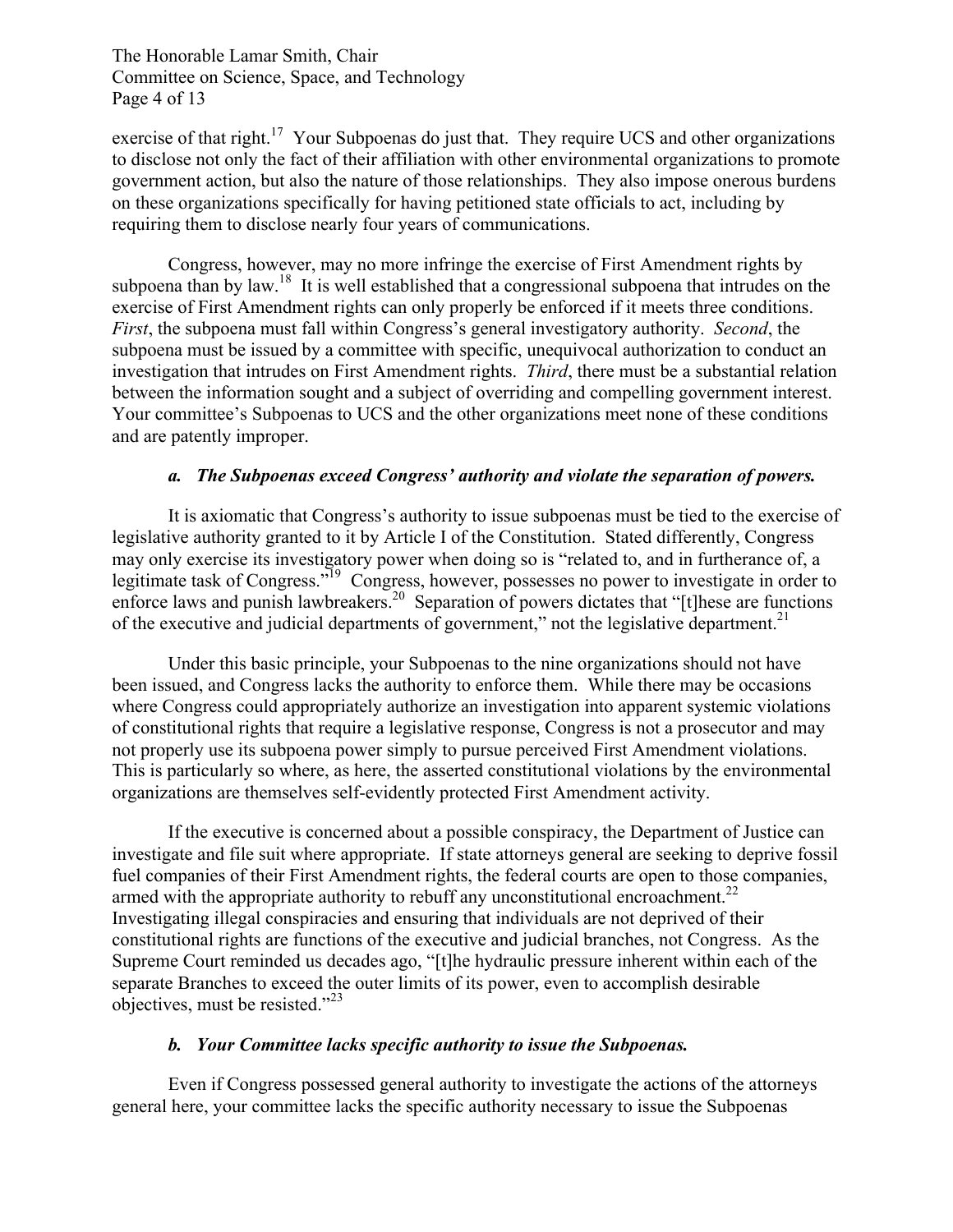exercise of that right.[17] Your Subpoenas do just that. They require UCS and other organizations to disclose not only the fact of their affiliation with other environmental organizations to promote government action, but also the nature of those relationships. They also impose onerous burdens on these organizations specifically for having petitioned state officials to act, including by requiring them to disclose nearly four years of communications.

Congress, however, may no more infringe the exercise of First Amendment rights by subpoena than by law.[18] It is well established that a congressional subpoena that intrudes on the exercise of First Amendment rights can only properly be enforced if it meets three conditions. *First*, the subpoena must fall within Congress's general investigatory authority. *Second*, the subpoena must be issued by a committee with specific, unequivocal authorization to conduct an investigation that intrudes on First Amendment rights. *Third*, there must be a substantial relation between the information sought and a subject of overriding and compelling government interest. Your committee's Subpoenas to UCS and the other organizations meet none of these conditions and are patently improper.

### *a. The Subpoenas exceed Congress' authority and violate the separation of powers.*

It is axiomatic that Congress's authority to issue subpoenas must be tied to the exercise of legislative authority granted to it by Article I of the Constitution. Stated differently, Congress may only exercise its investigatory power when doing so is "related to, and in furtherance of, a legitimate task of Congress."[19] Congress, however, possesses no power to investigate in order to enforce laws and punish lawbreakers.[20] Separation of powers dictates that "[t]hese are functions of the executive and judicial departments of government," not the legislative department.[21]

Under this basic principle, your Subpoenas to the nine organizations should not have been issued, and Congress lacks the authority to enforce them. While there may be occasions where Congress could appropriately authorize an investigation into apparent systemic violations of constitutional rights that require a legislative response, Congress is not a prosecutor and may not properly use its subpoena power simply to pursue perceived First Amendment violations. This is particularly so where, as here, the asserted constitutional violations by the environmental organizations are themselves self-evidently protected First Amendment activity.

If the executive is concerned about a possible conspiracy, the Department of Justice can investigate and file suit where appropriate. If state attorneys general are seeking to deprive fossil fuel companies of their First Amendment rights, the federal courts are open to those companies, armed with the appropriate authority to rebuff any unconstitutional encroachment.[22] Investigating illegal conspiracies and ensuring that individuals are not deprived of their constitutional rights are functions of the executive and judicial branches, not Congress. As the Supreme Court reminded us decades ago, "[t]he hydraulic pressure inherent within each of the separate Branches to exceed the outer limits of its power, even to accomplish desirable objectives, must be resisted."[23]

### *b. Your Committee lacks specific authority to issue the Subpoenas.*

Even if Congress possessed general authority to investigate the actions of the attorneys general here, your committee lacks the specific authority necessary to issue the Subpoenas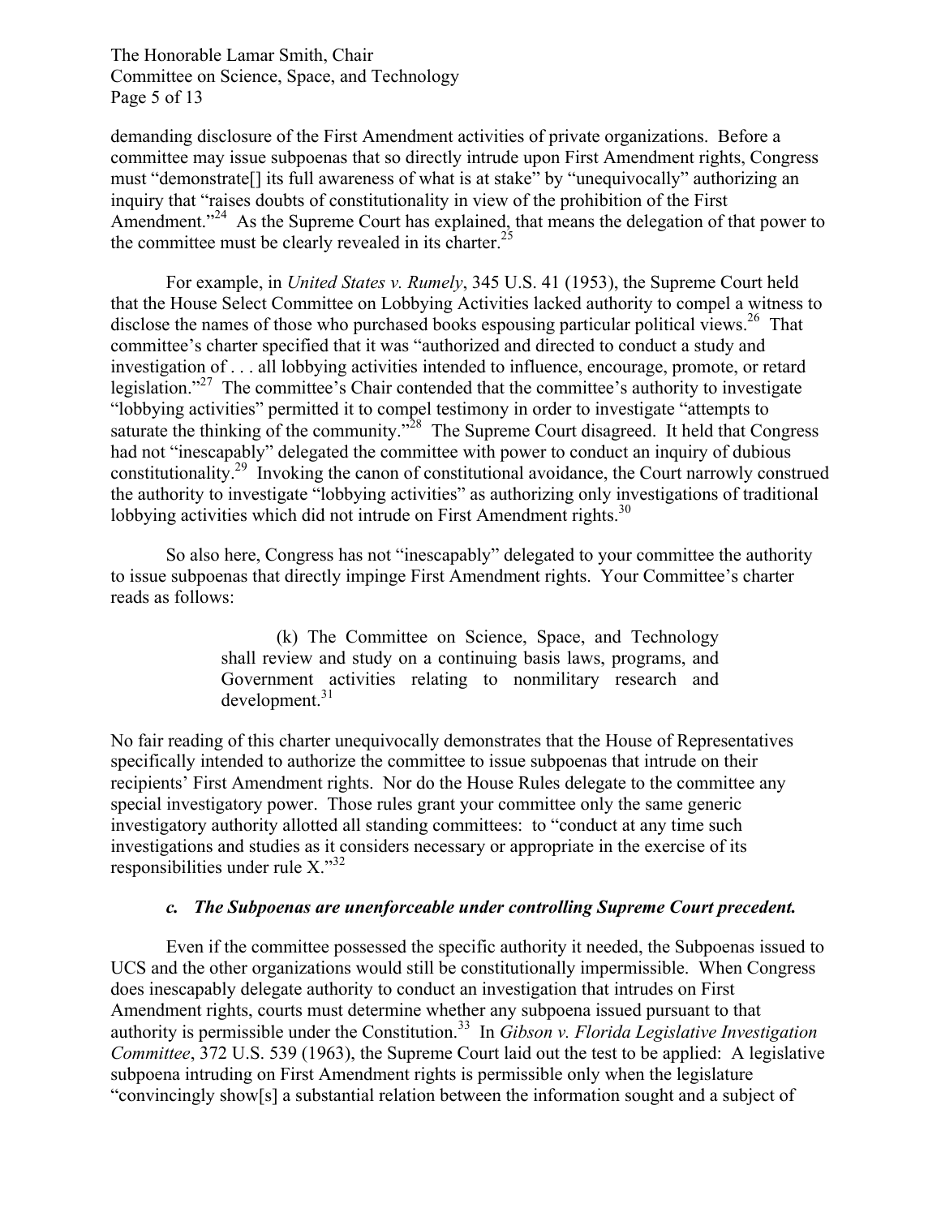demanding disclosure of the First Amendment activities of private organizations. Before a committee may issue subpoenas that so directly intrude upon First Amendment rights, Congress must "demonstrate[] its full awareness of what is at stake" by "unequivocally" authorizing an inquiry that "raises doubts of constitutionality in view of the prohibition of the First Amendment."[24] As the Supreme Court has explained, that means the delegation of that power to the committee must be clearly revealed in its charter.[25]

For example, in *United States v. Rumely*, 345 U.S. 41 (1953), the Supreme Court held that the House Select Committee on Lobbying Activities lacked authority to compel a witness to disclose the names of those who purchased books espousing particular political views.[26] That committee's charter specified that it was "authorized and directed to conduct a study and investigation of . . . all lobbying activities intended to influence, encourage, promote, or retard legislation."[27] The committee's Chair contended that the committee's authority to investigate "lobbying activities" permitted it to compel testimony in order to investigate "attempts to saturate the thinking of the community."[28] The Supreme Court disagreed. It held that Congress had not "inescapably" delegated the committee with power to conduct an inquiry of dubious constitutionality.[29] Invoking the canon of constitutional avoidance, the Court narrowly construed the authority to investigate "lobbying activities" as authorizing only investigations of traditional lobbying activities which did not intrude on First Amendment rights.[30]

So also here, Congress has not "inescapably" delegated to your committee the authority to issue subpoenas that directly impinge First Amendment rights. Your Committee's charter reads as follows:

> (k) The Committee on Science, Space, and Technology shall review and study on a continuing basis laws, programs, and Government activities relating to nonmilitary research and development.[31]

No fair reading of this charter unequivocally demonstrates that the House of Representatives specifically intended to authorize the committee to issue subpoenas that intrude on their recipients' First Amendment rights. Nor do the House Rules delegate to the committee any special investigatory power. Those rules grant your committee only the same generic investigatory authority allotted all standing committees: to "conduct at any time such investigations and studies as it considers necessary or appropriate in the exercise of its responsibilities under rule X."[32]

#### *c. The Subpoenas are unenforceable under controlling Supreme Court precedent.*

Even if the committee possessed the specific authority it needed, the Subpoenas issued to UCS and the other organizations would still be constitutionally impermissible. When Congress does inescapably delegate authority to conduct an investigation that intrudes on First Amendment rights, courts must determine whether any subpoena issued pursuant to that authority is permissible under the Constitution.[33] In *Gibson v. Florida Legislative Investigation Committee*, 372 U.S. 539 (1963), the Supreme Court laid out the test to be applied: A legislative subpoena intruding on First Amendment rights is permissible only when the legislature "convincingly show[s] a substantial relation between the information sought and a subject of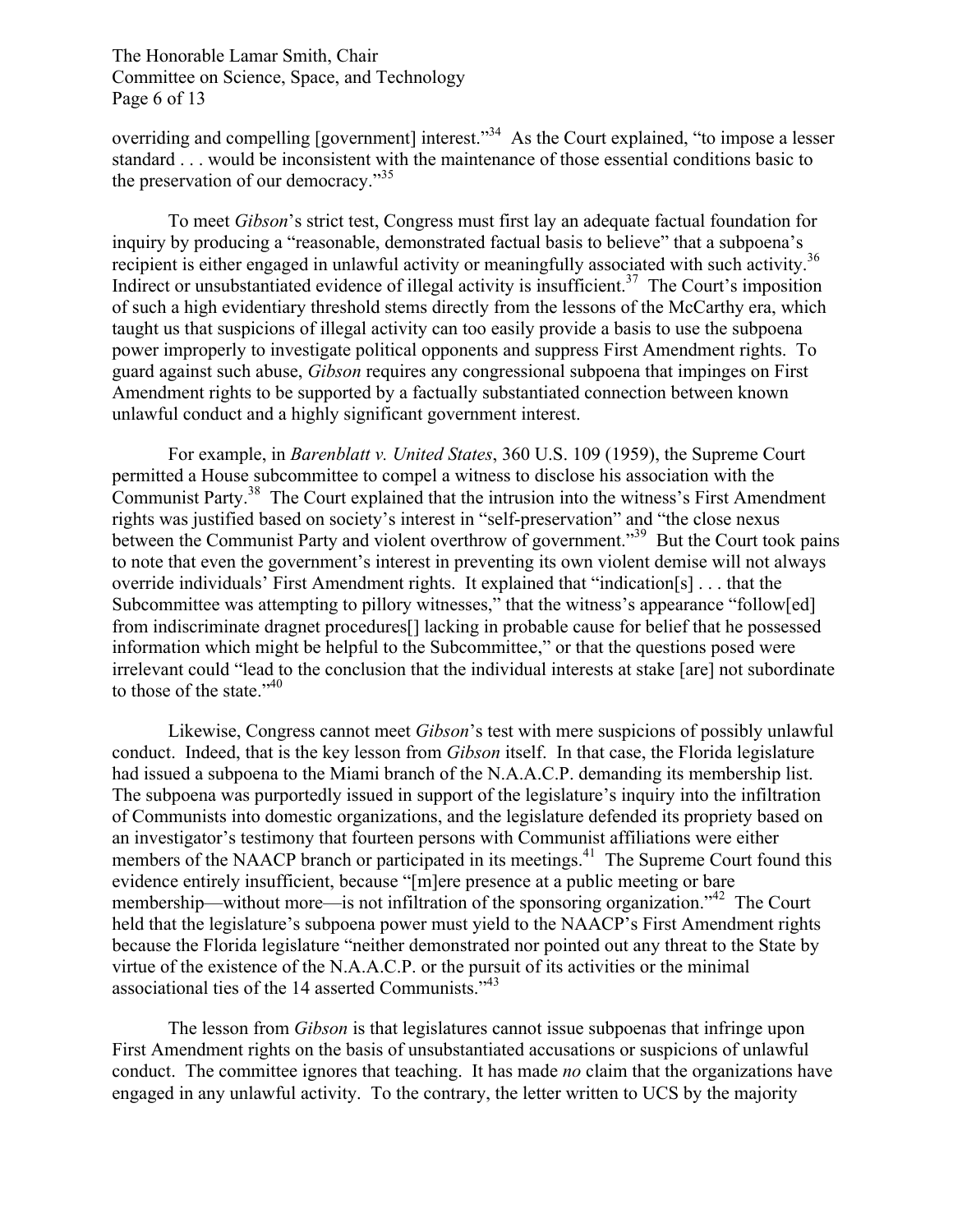overriding and compelling [government] interest."[34] As the Court explained, "to impose a lesser standard . . . would be inconsistent with the maintenance of those essential conditions basic to the preservation of our democracy."[35]

To meet *Gibson*'s strict test, Congress must first lay an adequate factual foundation for inquiry by producing a "reasonable, demonstrated factual basis to believe" that a subpoena's recipient is either engaged in unlawful activity or meaningfully associated with such activity.[36] Indirect or unsubstantiated evidence of illegal activity is insufficient.[37] The Court's imposition of such a high evidentiary threshold stems directly from the lessons of the McCarthy era, which taught us that suspicions of illegal activity can too easily provide a basis to use the subpoena power improperly to investigate political opponents and suppress First Amendment rights. To guard against such abuse, *Gibson* requires any congressional subpoena that impinges on First Amendment rights to be supported by a factually substantiated connection between known unlawful conduct and a highly significant government interest.

For example, in *Barenblatt v. United States*, 360 U.S. 109 (1959), the Supreme Court permitted a House subcommittee to compel a witness to disclose his association with the Communist Party.[38] The Court explained that the intrusion into the witness's First Amendment rights was justified based on society's interest in "self-preservation" and "the close nexus between the Communist Party and violent overthrow of government."[39] But the Court took pains to note that even the government's interest in preventing its own violent demise will not always override individuals' First Amendment rights. It explained that "indication[s] . . . that the Subcommittee was attempting to pillory witnesses," that the witness's appearance "follow[ed] from indiscriminate dragnet procedures[] lacking in probable cause for belief that he possessed information which might be helpful to the Subcommittee," or that the questions posed were irrelevant could "lead to the conclusion that the individual interests at stake [are] not subordinate to those of the state."[40]

Likewise, Congress cannot meet *Gibson*'s test with mere suspicions of possibly unlawful conduct. Indeed, that is the key lesson from *Gibson* itself. In that case, the Florida legislature had issued a subpoena to the Miami branch of the N.A.A.C.P. demanding its membership list. The subpoena was purportedly issued in support of the legislature's inquiry into the infiltration of Communists into domestic organizations, and the legislature defended its propriety based on an investigator's testimony that fourteen persons with Communist affiliations were either members of the NAACP branch or participated in its meetings.[41] The Supreme Court found this evidence entirely insufficient, because "[m]ere presence at a public meeting or bare membership—without more—is not infiltration of the sponsoring organization."[42] The Court held that the legislature's subpoena power must yield to the NAACP's First Amendment rights because the Florida legislature "neither demonstrated nor pointed out any threat to the State by virtue of the existence of the N.A.A.C.P. or the pursuit of its activities or the minimal associational ties of the 14 asserted Communists."[43]

The lesson from *Gibson* is that legislatures cannot issue subpoenas that infringe upon First Amendment rights on the basis of unsubstantiated accusations or suspicions of unlawful conduct. The committee ignores that teaching. It has made *no* claim that the organizations have engaged in any unlawful activity. To the contrary, the letter written to UCS by the majority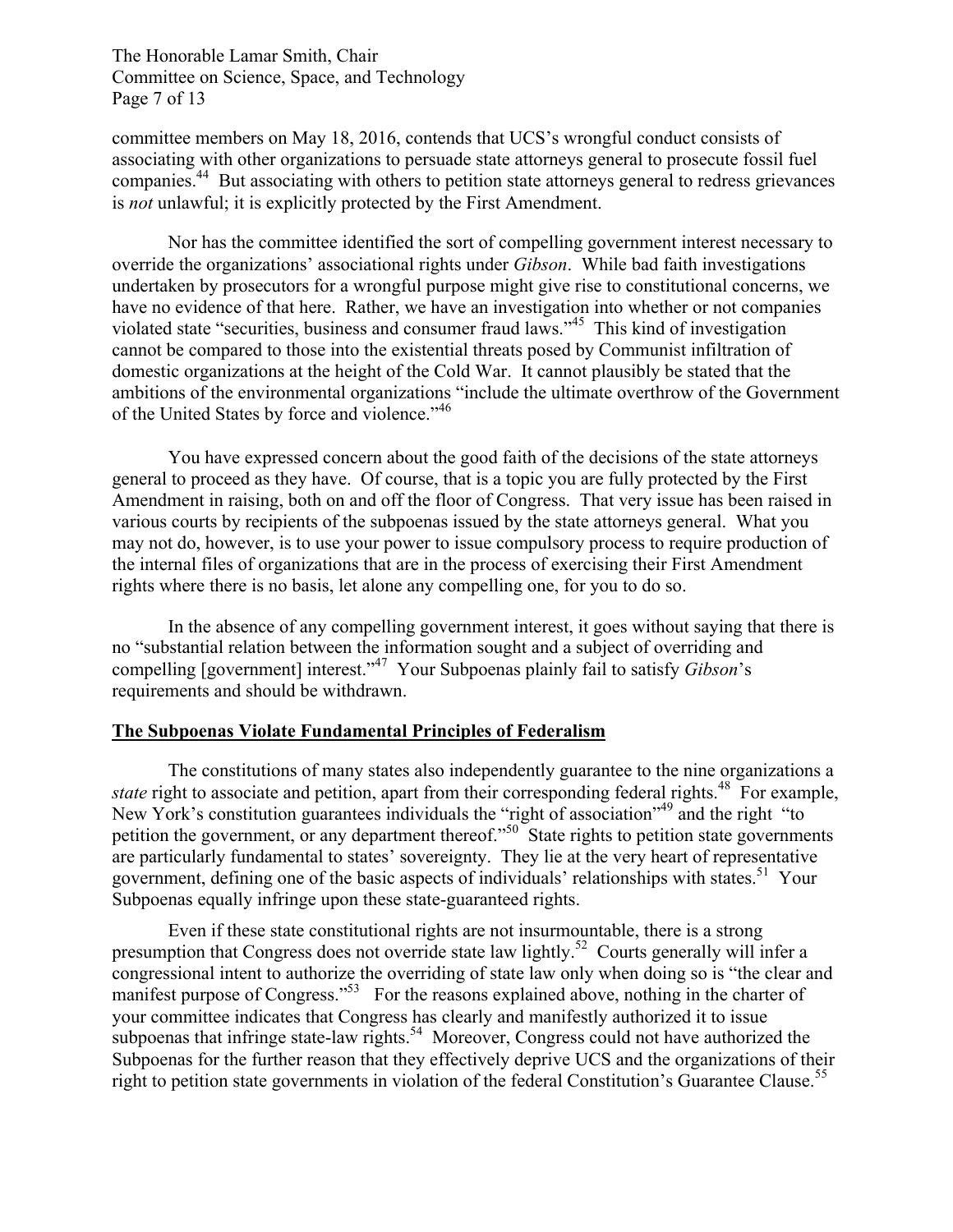committee members on May 18, 2016, contends that UCS's wrongful conduct consists of associating with other organizations to persuade state attorneys general to prosecute fossil fuel companies.[44] But associating with others to petition state attorneys general to redress grievances is *not* unlawful; it is explicitly protected by the First Amendment.

Nor has the committee identified the sort of compelling government interest necessary to override the organizations' associational rights under *Gibson*. While bad faith investigations undertaken by prosecutors for a wrongful purpose might give rise to constitutional concerns, we have no evidence of that here. Rather, we have an investigation into whether or not companies violated state "securities, business and consumer fraud laws."[45] This kind of investigation cannot be compared to those into the existential threats posed by Communist infiltration of domestic organizations at the height of the Cold War. It cannot plausibly be stated that the ambitions of the environmental organizations "include the ultimate overthrow of the Government of the United States by force and violence."[46]

You have expressed concern about the good faith of the decisions of the state attorneys general to proceed as they have. Of course, that is a topic you are fully protected by the First Amendment in raising, both on and off the floor of Congress. That very issue has been raised in various courts by recipients of the subpoenas issued by the state attorneys general. What you may not do, however, is to use your power to issue compulsory process to require production of the internal files of organizations that are in the process of exercising their First Amendment rights where there is no basis, let alone any compelling one, for you to do so.

In the absence of any compelling government interest, it goes without saying that there is no "substantial relation between the information sought and a subject of overriding and compelling [government] interest."[47] Your Subpoenas plainly fail to satisfy *Gibson*'s requirements and should be withdrawn.

## The Subpoenas Violate Fundamental Principles of Federalism

The constitutions of many states also independently guarantee to the nine organizations a *state* right to associate and petition, apart from their corresponding federal rights.[48] For example, New York's constitution guarantees individuals the "right of association"[49] and the right "to petition the government, or any department thereof."[50] State rights to petition state governments are particularly fundamental to states' sovereignty. They lie at the very heart of representative government, defining one of the basic aspects of individuals' relationships with states.[51] Your Subpoenas equally infringe upon these state-guaranteed rights.

Even if these state constitutional rights are not insurmountable, there is a strong presumption that Congress does not override state law lightly.[52] Courts generally will infer a congressional intent to authorize the overriding of state law only when doing so is "the clear and manifest purpose of Congress."[53] For the reasons explained above, nothing in the charter of your committee indicates that Congress has clearly and manifestly authorized it to issue subpoenas that infringe state-law rights.[54] Moreover, Congress could not have authorized the Subpoenas for the further reason that they effectively deprive UCS and the organizations of their right to petition state governments in violation of the federal Constitution's Guarantee Clause.[55]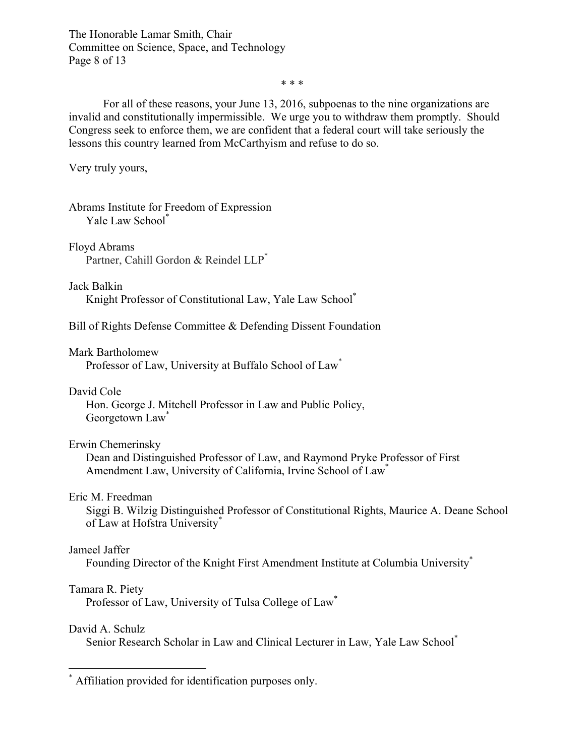\* \* \*

For all of these reasons, your June 13, 2016, subpoenas to the nine organizations are invalid and constitutionally impermissible. We urge you to withdraw them promptly. Should Congress seek to enforce them, we are confident that a federal court will take seriously the lessons this country learned from McCarthyism and refuse to do so.

Very truly yours,

Abrams Institute for Freedom of Expression
Yale Law School*

Floyd Abrams
Partner, Cahill Gordon & Reindel LLP*

Jack Balkin
Knight Professor of Constitutional Law, Yale Law School*

Bill of Rights Defense Committee & Defending Dissent Foundation

Mark Bartholomew
Professor of Law, University at Buffalo School of Law*

David Cole
Hon. George J. Mitchell Professor in Law and Public Policy,
Georgetown Law*

Erwin Chemerinsky
Dean and Distinguished Professor of Law, and Raymond Pryke Professor of First Amendment Law, University of California, Irvine School of Law*

Eric M. Freedman
Siggi B. Wilzig Distinguished Professor of Constitutional Rights, Maurice A. Deane School of Law at Hofstra University*

Jameel Jaffer
Founding Director of the Knight First Amendment Institute at Columbia University*

Tamara R. Piety
Professor of Law, University of Tulsa College of Law*

David A. Schulz
Senior Research Scholar in Law and Clinical Lecturer in Law, Yale Law School*

---

\* Affiliation provided for identification purposes only.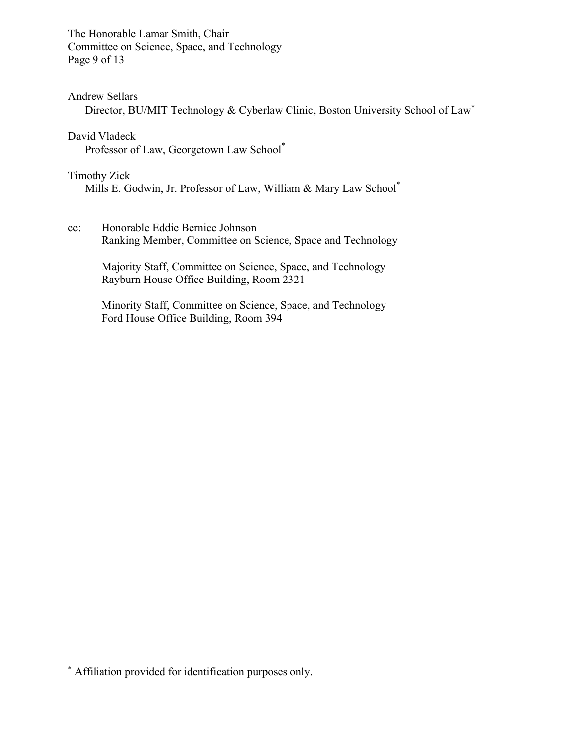Andrew Sellars
Director, BU/MIT Technology & Cyberlaw Clinic, Boston University School of Law*

David Vladeck
Professor of Law, Georgetown Law School*

Timothy Zick
Mills E. Godwin, Jr. Professor of Law, William & Mary Law School*

cc: Honorable Eddie Bernice Johnson
Ranking Member, Committee on Science, Space and Technology

Majority Staff, Committee on Science, Space, and Technology
Rayburn House Office Building, Room 2321

Minority Staff, Committee on Science, Space, and Technology
Ford House Office Building, Room 394

---

* Affiliation provided for identification purposes only.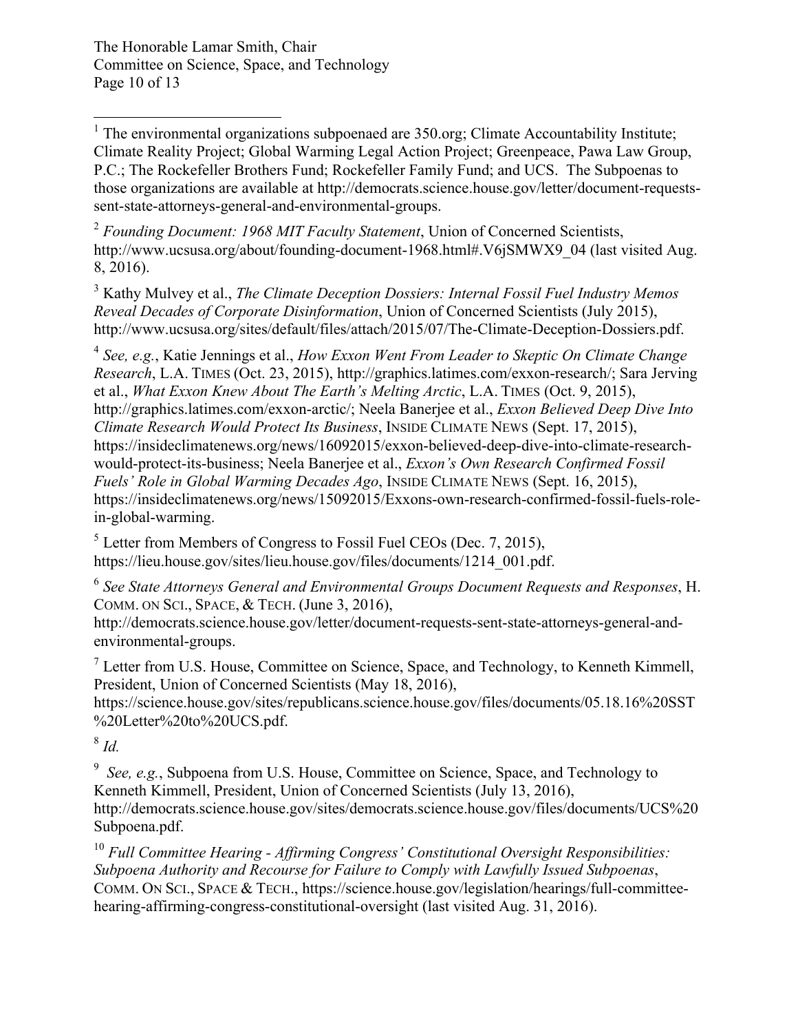[1] The environmental organizations subpoenaed are 350.org; Climate Accountability Institute; Climate Reality Project; Global Warming Legal Action Project; Greenpeace, Pawa Law Group, P.C.; The Rockefeller Brothers Fund; Rockefeller Family Fund; and UCS. The Subpoenas to those organizations are available at http://democrats.science.house.gov/letter/document-requests-sent-state-attorneys-general-and-environmental-groups.

[2] *Founding Document: 1968 MIT Faculty Statement*, Union of Concerned Scientists, http://www.ucsusa.org/about/founding-document-1968.html#.V6jSMWX9_04 (last visited Aug. 8, 2016).

[3] Kathy Mulvey et al., *The Climate Deception Dossiers: Internal Fossil Fuel Industry Memos Reveal Decades of Corporate Disinformation*, Union of Concerned Scientists (July 2015), http://www.ucsusa.org/sites/default/files/attach/2015/07/The-Climate-Deception-Dossiers.pdf.

[4] *See, e.g.*, Katie Jennings et al., *How Exxon Went From Leader to Skeptic On Climate Change Research*, L.A. TIMES (Oct. 23, 2015), http://graphics.latimes.com/exxon-research/; Sara Jerving et al., *What Exxon Knew About The Earth's Melting Arctic*, L.A. TIMES (Oct. 9, 2015), http://graphics.latimes.com/exxon-arctic/; Neela Banerjee et al., *Exxon Believed Deep Dive Into Climate Research Would Protect Its Business*, INSIDE CLIMATE NEWS (Sept. 17, 2015), https://insideclimatenews.org/news/16092015/exxon-believed-deep-dive-into-climate-research-would-protect-its-business; Neela Banerjee et al., *Exxon's Own Research Confirmed Fossil Fuels' Role in Global Warming Decades Ago*, INSIDE CLIMATE NEWS (Sept. 16, 2015), https://insideclimatenews.org/news/15092015/Exxons-own-research-confirmed-fossil-fuels-role-in-global-warming.

[5] Letter from Members of Congress to Fossil Fuel CEOs (Dec. 7, 2015), https://lieu.house.gov/sites/lieu.house.gov/files/documents/1214_001.pdf.

[6] *See State Attorneys General and Environmental Groups Document Requests and Responses*, H. COMM. ON SCI., SPACE, & TECH. (June 3, 2016), http://democrats.science.house.gov/letter/document-requests-sent-state-attorneys-general-and-environmental-groups.

[7] Letter from U.S. House, Committee on Science, Space, and Technology, to Kenneth Kimmell, President, Union of Concerned Scientists (May 18, 2016), https://science.house.gov/sites/republicans.science.house.gov/files/documents/05.18.16%20SST%20Letter%20to%20UCS.pdf.

[8] *Id.*

[9] *See, e.g.*, Subpoena from U.S. House, Committee on Science, Space, and Technology to Kenneth Kimmell, President, Union of Concerned Scientists (July 13, 2016), http://democrats.science.house.gov/sites/democrats.science.house.gov/files/documents/UCS%20Subpoena.pdf.

[10] *Full Committee Hearing - Affirming Congress' Constitutional Oversight Responsibilities: Subpoena Authority and Recourse for Failure to Comply with Lawfully Issued Subpoenas*, COMM. ON SCI., SPACE & TECH., https://science.house.gov/legislation/hearings/full-committee-hearing-affirming-congress-constitutional-oversight (last visited Aug. 31, 2016).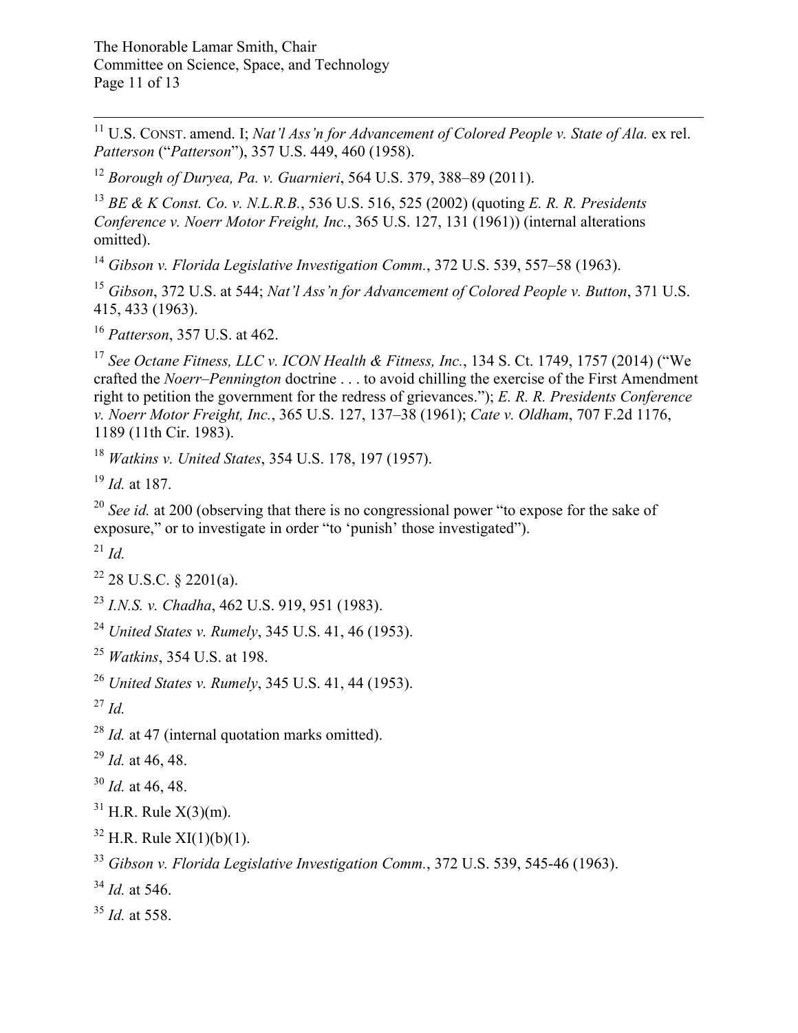[11] U.S. CONST. amend. I; *Nat'l Ass'n for Advancement of Colored People v. State of Ala.* ex rel. *Patterson* ("*Patterson*"), 357 U.S. 449, 460 (1958).

[12] *Borough of Duryea, Pa. v. Guarnieri*, 564 U.S. 379, 388–89 (2011).

[13] *BE & K Const. Co. v. N.L.R.B.*, 536 U.S. 516, 525 (2002) (quoting *E. R. R. Presidents Conference v. Noerr Motor Freight, Inc.*, 365 U.S. 127, 131 (1961)) (internal alterations omitted).

[14] *Gibson v. Florida Legislative Investigation Comm.*, 372 U.S. 539, 557–58 (1963).

[15] *Gibson*, 372 U.S. at 544; *Nat'l Ass'n for Advancement of Colored People v. Button*, 371 U.S. 415, 433 (1963).

[16] *Patterson*, 357 U.S. at 462.

[17] *See Octane Fitness, LLC v. ICON Health & Fitness, Inc.*, 134 S. Ct. 1749, 1757 (2014) ("We crafted the *Noerr–Pennington* doctrine . . . to avoid chilling the exercise of the First Amendment right to petition the government for the redress of grievances."); *E. R. R. Presidents Conference v. Noerr Motor Freight, Inc.*, 365 U.S. 127, 137–38 (1961); *Cate v. Oldham*, 707 F.2d 1176, 1189 (11th Cir. 1983).

[18] *Watkins v. United States*, 354 U.S. 178, 197 (1957).

[19] *Id.* at 187.

[20] *See id.* at 200 (observing that there is no congressional power "to expose for the sake of exposure," or to investigate in order "to 'punish' those investigated").

[21] *Id.*

[22] 28 U.S.C. § 2201(a).

[23] *I.N.S. v. Chadha*, 462 U.S. 919, 951 (1983).

[24] *United States v. Rumely*, 345 U.S. 41, 46 (1953).

[25] *Watkins*, 354 U.S. at 198.

[26] *United States v. Rumely*, 345 U.S. 41, 44 (1953).

[27] *Id.*

[28] *Id.* at 47 (internal quotation marks omitted).

[29] *Id.* at 46, 48.

[30] *Id.* at 46, 48.

[31] H.R. Rule X(3)(m).

[32] H.R. Rule XI(1)(b)(1).

[33] *Gibson v. Florida Legislative Investigation Comm.*, 372 U.S. 539, 545-46 (1963).

[34] *Id.* at 546.

[35] *Id.* at 558.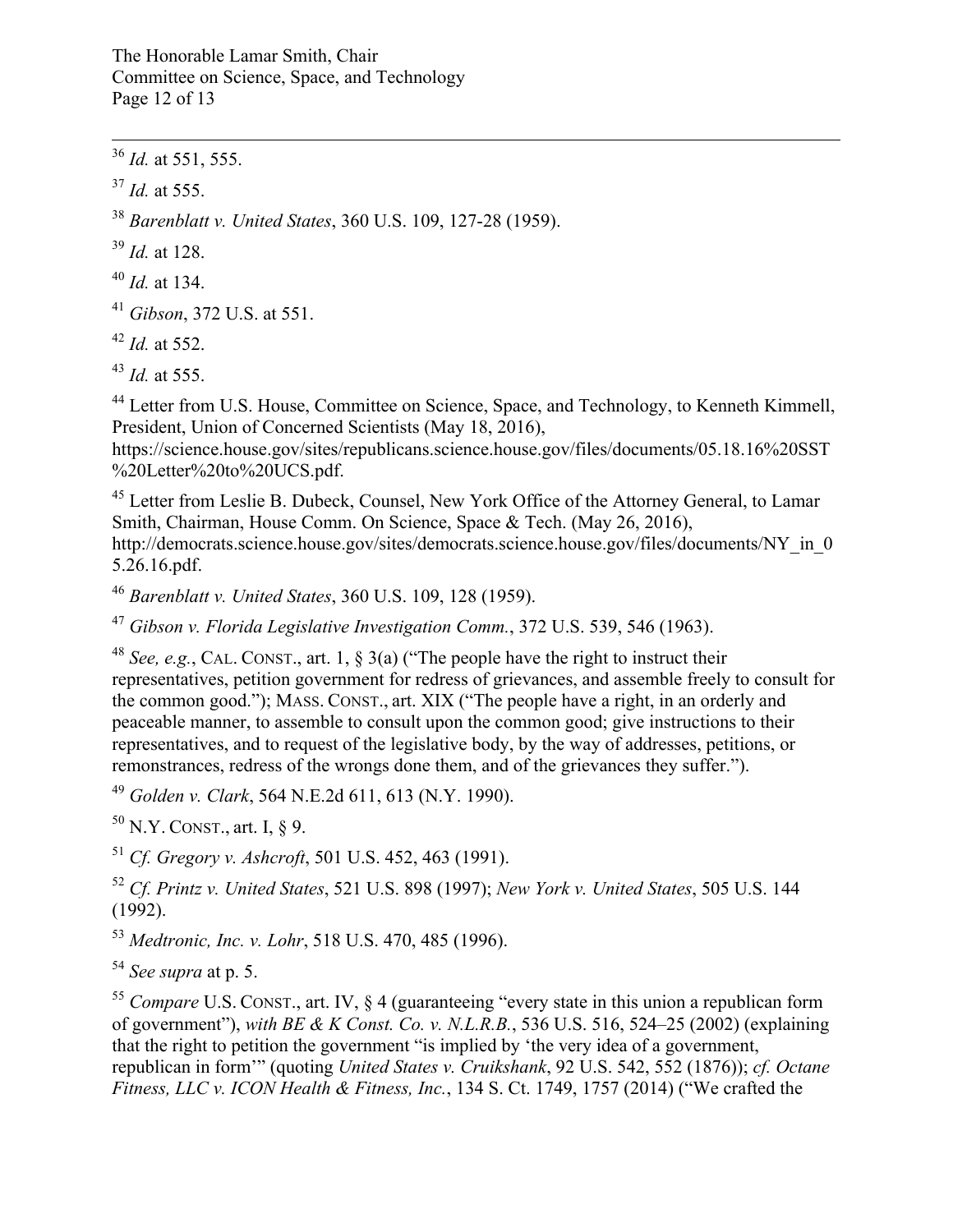[36] *Id.* at 551, 555.

[37] *Id.* at 555.

[38] *Barenblatt v. United States*, 360 U.S. 109, 127-28 (1959).

[39] *Id.* at 128.

[40] *Id.* at 134.

[41] *Gibson*, 372 U.S. at 551.

[42] *Id.* at 552.

[43] *Id.* at 555.

[44] Letter from U.S. House, Committee on Science, Space, and Technology, to Kenneth Kimmell, President, Union of Concerned Scientists (May 18, 2016), https://science.house.gov/sites/republicans.science.house.gov/files/documents/05.18.16%20SST%20Letter%20to%20UCS.pdf.

[45] Letter from Leslie B. Dubeck, Counsel, New York Office of the Attorney General, to Lamar Smith, Chairman, House Comm. On Science, Space & Tech. (May 26, 2016), http://democrats.science.house.gov/sites/democrats.science.house.gov/files/documents/NY_in_05.26.16.pdf.

[46] *Barenblatt v. United States*, 360 U.S. 109, 128 (1959).

[47] *Gibson v. Florida Legislative Investigation Comm.*, 372 U.S. 539, 546 (1963).

[48] *See, e.g.*, CAL. CONST., art. 1, § 3(a) ("The people have the right to instruct their representatives, petition government for redress of grievances, and assemble freely to consult for the common good."); MASS. CONST., art. XIX ("The people have a right, in an orderly and peaceable manner, to assemble to consult upon the common good; give instructions to their representatives, and to request of the legislative body, by the way of addresses, petitions, or remonstrances, redress of the wrongs done them, and of the grievances they suffer.").

[49] *Golden v. Clark*, 564 N.E.2d 611, 613 (N.Y. 1990).

[50] N.Y. CONST., art. I, § 9.

[51] *Cf. Gregory v. Ashcroft*, 501 U.S. 452, 463 (1991).

[52] *Cf. Printz v. United States*, 521 U.S. 898 (1997); *New York v. United States*, 505 U.S. 144 (1992).

[53] *Medtronic, Inc. v. Lohr*, 518 U.S. 470, 485 (1996).

[54] *See supra* at p. 5.

[55] *Compare* U.S. CONST., art. IV, § 4 (guaranteeing "every state in this union a republican form of government"), *with BE & K Const. Co. v. N.L.R.B.*, 536 U.S. 516, 524–25 (2002) (explaining that the right to petition the government "is implied by 'the very idea of a government, republican in form'" (quoting *United States v. Cruikshank*, 92 U.S. 542, 552 (1876)); *cf. Octane Fitness, LLC v. ICON Health & Fitness, Inc.*, 134 S. Ct. 1749, 1757 (2014) ("We crafted the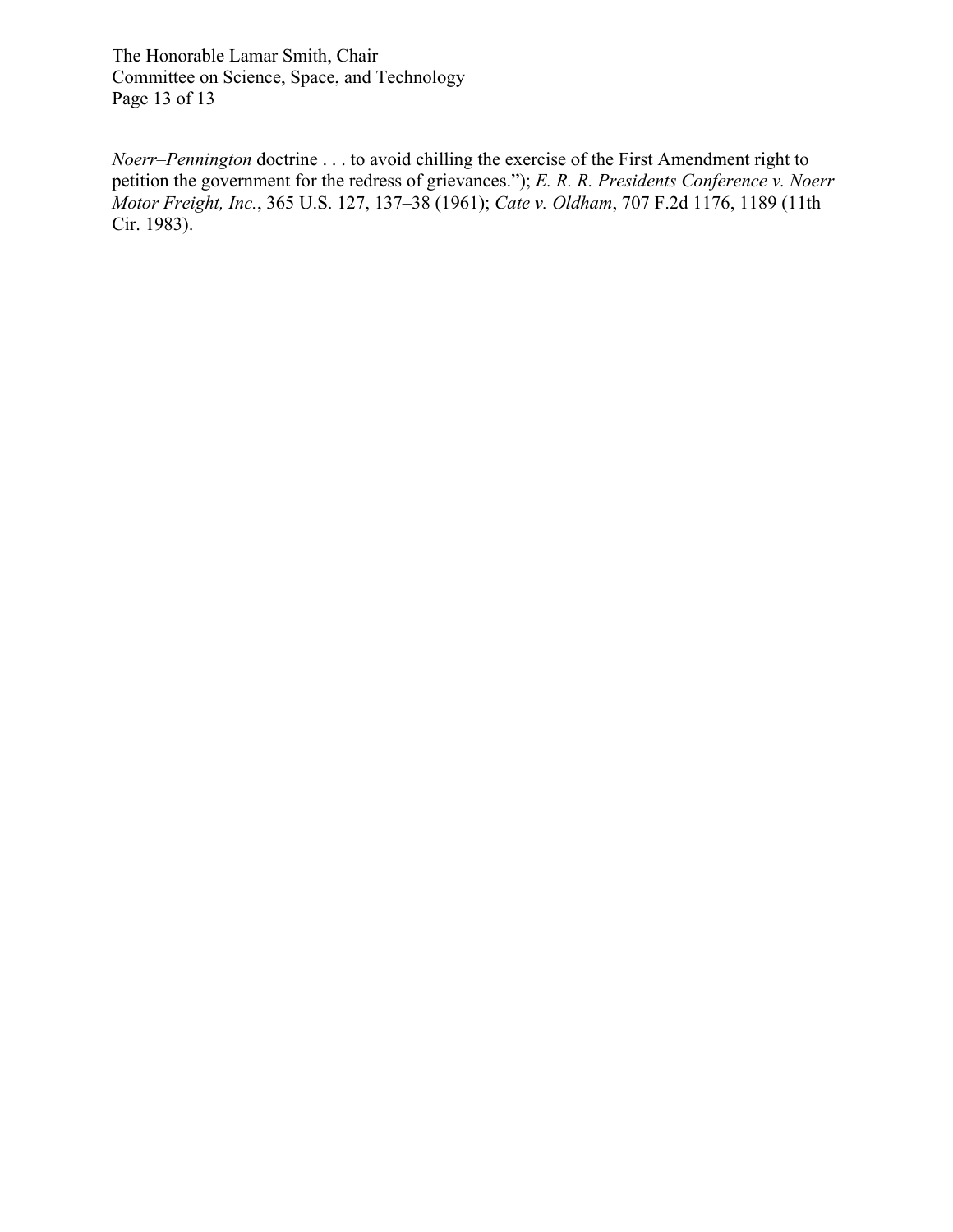*Noerr–Pennington* doctrine . . . to avoid chilling the exercise of the First Amendment right to petition the government for the redress of grievances."); *E. R. R. Presidents Conference v. Noerr Motor Freight, Inc.*, 365 U.S. 127, 137–38 (1961); *Cate v. Oldham*, 707 F.2d 1176, 1189 (11th Cir. 1983).